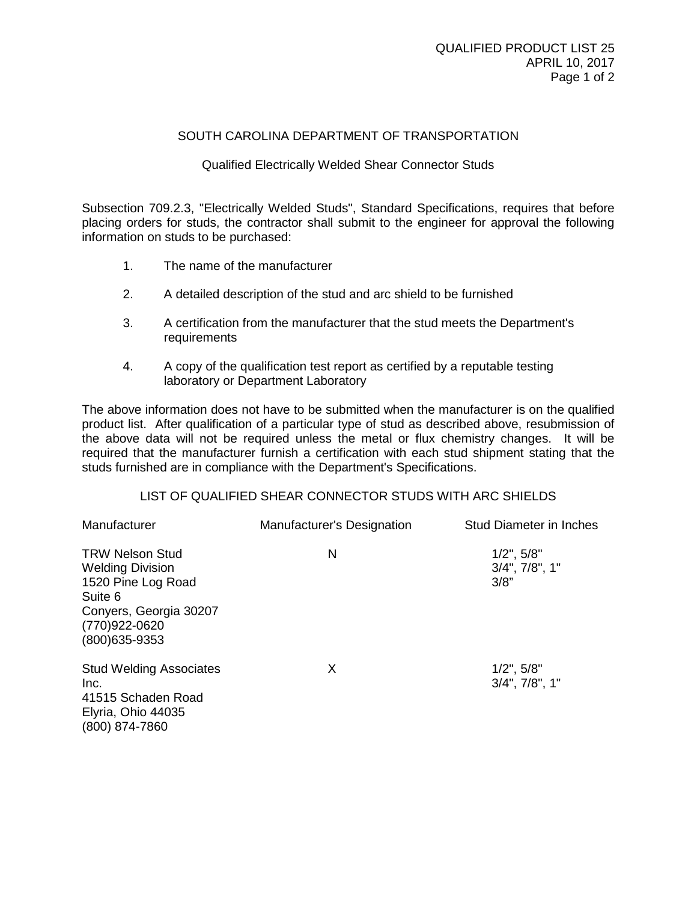SOUTH CAROLINA DEPARTMENT OF TRANSPORTATION

Qualified Electrically Welded Shear Connector Studs

Subsection 709.2.3, "Electrically Welded Studs", Standard Specifications, requires that before placing orders for studs, the contractor shall submit to the engineer for approval the following information on studs to be purchased:

1. The name of the manufacturer
2. A detailed description of the stud and arc shield to be furnished
3. A certification from the manufacturer that the stud meets the Department's requirements
4. A copy of the qualification test report as certified by a reputable testing laboratory or Department Laboratory

The above information does not have to be submitted when the manufacturer is on the qualified product list. After qualification of a particular type of stud as described above, resubmission of the above data will not be required unless the metal or flux chemistry changes. It will be required that the manufacturer furnish a certification with each stud shipment stating that the studs furnished are in compliance with the Department's Specifications.

LIST OF QUALIFIED SHEAR CONNECTOR STUDS WITH ARC SHIELDS

| Manufacturer | Manufacturer's Designation | Stud Diameter in Inches |
|---|---|---|
| TRW Nelson Stud Welding Division<br>1520 Pine Log Road<br>Suite 6<br>Conyers, Georgia 30207<br>(770)922-0620<br>(800)635-9353 | N | 1/2", 5/8"<br>3/4", 7/8", 1"<br>3/8" |
| Stud Welding Associates Inc.<br>41515 Schaden Road<br>Elyria, Ohio 44035<br>(800) 874-7860 | X | 1/2", 5/8"<br>3/4", 7/8", 1" |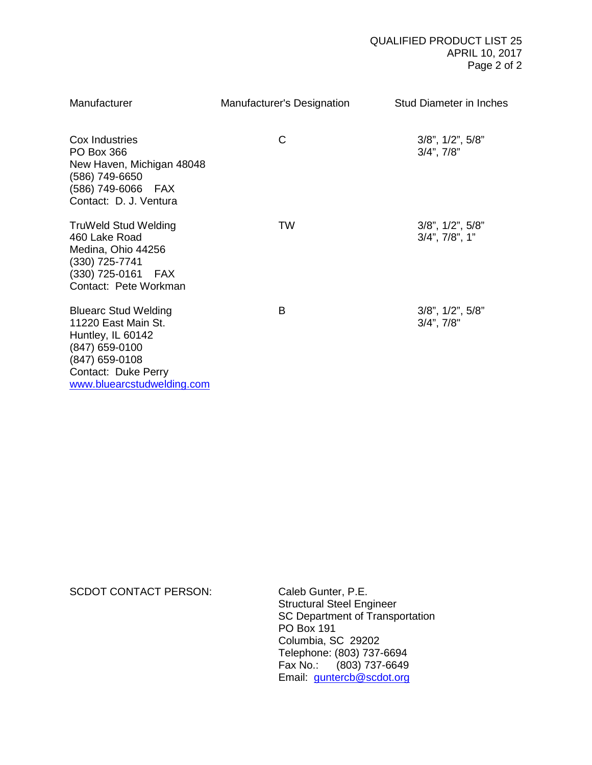| Manufacturer | Manufacturer's Designation | Stud Diameter in Inches |
| --- | --- | --- |
| Cox Industries<br>PO Box 366<br>New Haven, Michigan 48048<br>(586) 749-6650<br>(586) 749-6066 FAX<br>Contact: D. J. Ventura | C | 3/8", 1/2", 5/8"<br>3/4", 7/8" |
| TruWeld Stud Welding<br>460 Lake Road<br>Medina, Ohio 44256<br>(330) 725-7741<br>(330) 725-0161 FAX<br>Contact: Pete Workman | TW | 3/8", 1/2", 5/8"<br>3/4", 7/8", 1" |
| Bluearc Stud Welding<br>11220 East Main St.<br>Huntley, IL 60142<br>(847) 659-0100<br>(847) 659-0108<br>Contact: Duke Perry<br>www.bluearcstudwelding.com | B | 3/8", 1/2", 5/8"<br>3/4", 7/8" |

SCDOT CONTACT PERSON:

Caleb Gunter, P.E.
Structural Steel Engineer
SC Department of Transportation
PO Box 191
Columbia, SC 29202
Telephone: (803) 737-6694
Fax No.: (803) 737-6649
Email: guntercb@scdot.org